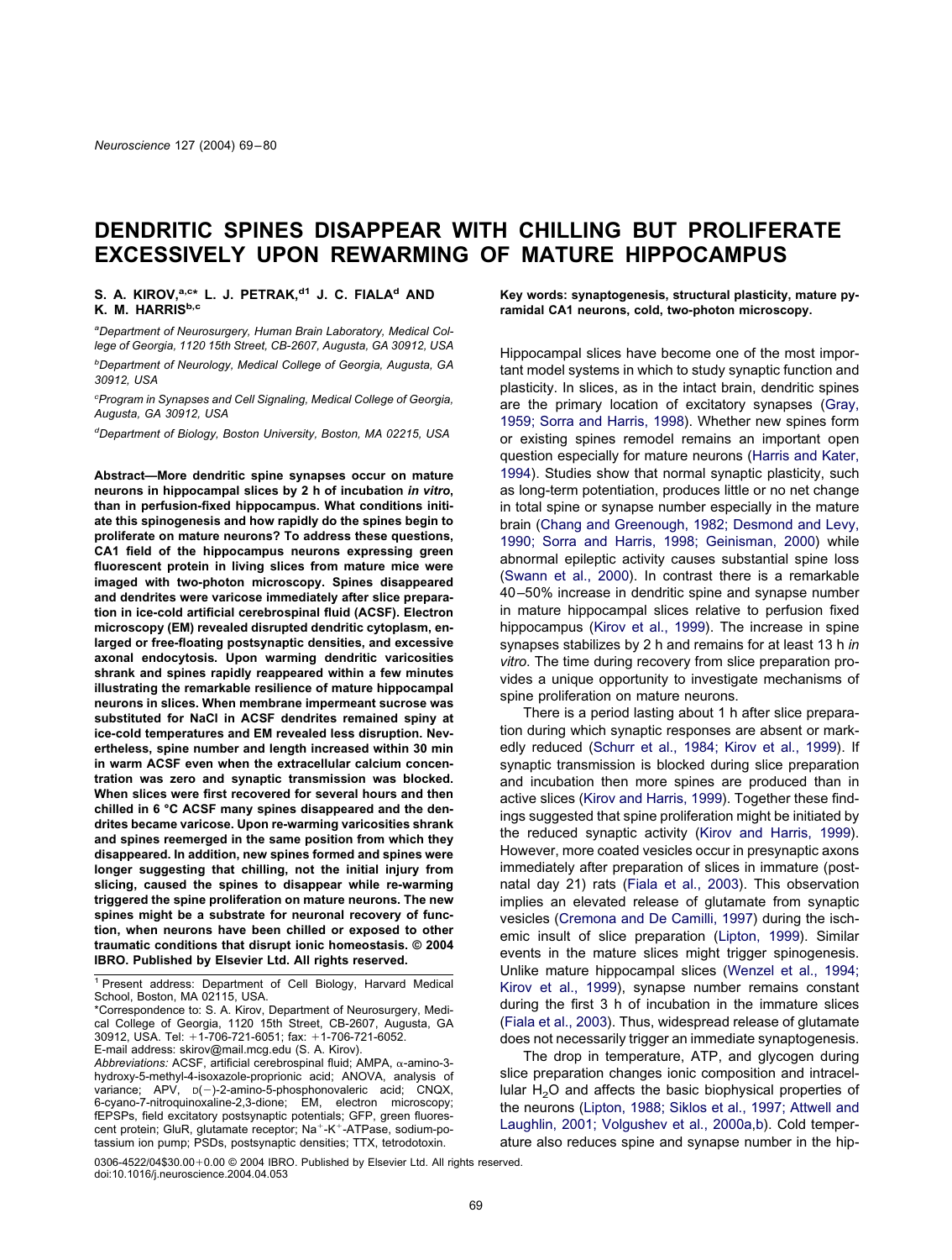# DENDRITIC SPINES DISAPPEAR WITH CHILLING BUT PROLIFERATE EXCESSIVELY UPON REWARMING OF MATURE HIPPOCAMPUS

**S. A. KIROV,[a,c]* L. J. PETRAK,[d1] J. C. FIALA[d] AND K. M. HARRIS[b,c]**

[a]Department of Neurosurgery, Human Brain Laboratory, Medical College of Georgia, 1120 15th Street, CB-2607, Augusta, GA 30912, USA

[b]Department of Neurology, Medical College of Georgia, Augusta, GA 30912, USA

[c]Program in Synapses and Cell Signaling, Medical College of Georgia, Augusta, GA 30912, USA

[d]Department of Biology, Boston University, Boston, MA 02215, USA

**Abstract—More dendritic spine synapses occur on mature neurons in hippocampal slices by 2 h of incubation *in vitro*, than in perfusion-fixed hippocampus. What conditions initiate this spinogenesis and how rapidly do the spines begin to proliferate on mature neurons? To address these questions, CA1 field of the hippocampus neurons expressing green fluorescent protein in living slices from mature mice were imaged with two-photon microscopy. Spines disappeared and dendrites were varicose immediately after slice preparation in ice-cold artificial cerebrospinal fluid (ACSF). Electron microscopy (EM) revealed disrupted dendritic cytoplasm, enlarged or free-floating postsynaptic densities, and excessive axonal endocytosis. Upon warming dendritic varicosities shrank and spines rapidly reappeared within a few minutes illustrating the remarkable resilience of mature hippocampal neurons in slices. When membrane impermeant sucrose was substituted for NaCl in ACSF dendrites remained spiny at ice-cold temperatures and EM revealed less disruption. Nevertheless, spine number and length increased within 30 min in warm ACSF even when the extracellular calcium concentration was zero and synaptic transmission was blocked. When slices were first recovered for several hours and then chilled in 6 °C ACSF many spines disappeared and the dendrites became varicose. Upon re-warming varicosities shrank and spines reemerged in the same position from which they disappeared. In addition, new spines formed and spines were longer suggesting that chilling, not the initial injury from slicing, caused the spines to disappear while re-warming triggered the spine proliferation on mature neurons. The new spines might be a substrate for neuronal recovery of function, when neurons have been chilled or exposed to other traumatic conditions that disrupt ionic homeostasis. © 2004 IBRO. Published by Elsevier Ltd. All rights reserved.**

**Key words: synaptogenesis, structural plasticity, mature pyramidal CA1 neurons, cold, two-photon microscopy.**

[1] Present address: Department of Cell Biology, Harvard Medical School, Boston, MA 02115, USA.

*Correspondence to: S. A. Kirov, Department of Neurosurgery, Medical College of Georgia, 1120 15th Street, CB-2607, Augusta, GA 30912, USA. Tel: +1-706-721-6051; fax: +1-706-721-6052.
E-mail address: skirov@mail.mcg.edu (S. A. Kirov).

*Abbreviations:* ACSF, artificial cerebrospinal fluid; AMPA, α-amino-3-hydroxy-5-methyl-4-isoxazole-proprionic acid; ANOVA, analysis of variance; APV, D(−)-2-amino-5-phosphonovaleric acid; CNQX, 6-cyano-7-nitroquinoxaline-2,3-dione; EM, electron microscopy; fEPSPs, field excitatory postsynaptic potentials; GFP, green fluorescent protein; GluR, glutamate receptor; $Na^+$-$K^+$-ATPase, sodium-potassium ion pump; PSDs, postsynaptic densities; TTX, tetrodotoxin.

Hippocampal slices have become one of the most important model systems in which to study synaptic function and plasticity. In slices, as in the intact brain, dendritic spines are the primary location of excitatory synapses (Gray, 1959; Sorra and Harris, 1998). Whether new spines form or existing spines remodel remains an important open question especially for mature neurons (Harris and Kater, 1994). Studies show that normal synaptic plasticity, such as long-term potentiation, produces little or no net change in total spine or synapse number especially in the mature brain (Chang and Greenough, 1982; Desmond and Levy, 1990; Sorra and Harris, 1998; Geinisman, 2000) while abnormal epileptic activity causes substantial spine loss (Swann et al., 2000). In contrast there is a remarkable 40–50% increase in dendritic spine and synapse number in mature hippocampal slices relative to perfusion fixed hippocampus (Kirov et al., 1999). The increase in spine synapses stabilizes by 2 h and remains for at least 13 h *in vitro*. The time during recovery from slice preparation provides a unique opportunity to investigate mechanisms of spine proliferation on mature neurons.

There is a period lasting about 1 h after slice preparation during which synaptic responses are absent or markedly reduced (Schurr et al., 1984; Kirov et al., 1999). If synaptic transmission is blocked during slice preparation and incubation then more spines are produced than in active slices (Kirov and Harris, 1999). Together these findings suggested that spine proliferation might be initiated by the reduced synaptic activity (Kirov and Harris, 1999). However, more coated vesicles occur in presynaptic axons immediately after preparation of slices in immature (postnatal day 21) rats (Fiala et al., 2003). This observation implies an elevated release of glutamate from synaptic vesicles (Cremona and De Camilli, 1997) during the ischemic insult of slice preparation (Lipton, 1999). Similar events in the mature slices might trigger spinogenesis. Unlike mature hippocampal slices (Wenzel et al., 1994; Kirov et al., 1999), synapse number remains constant during the first 3 h of incubation in the immature slices (Fiala et al., 2003). Thus, widespread release of glutamate does not necessarily trigger an immediate synaptogenesis.

The drop in temperature, ATP, and glycogen during slice preparation changes ionic composition and intracellular $H_2O$ and affects the basic biophysical properties of the neurons (Lipton, 1988; Siklos et al., 1997; Attwell and Laughlin, 2001; Volgushev et al., 2000a,b). Cold temperature also reduces spine and synapse number in the hip-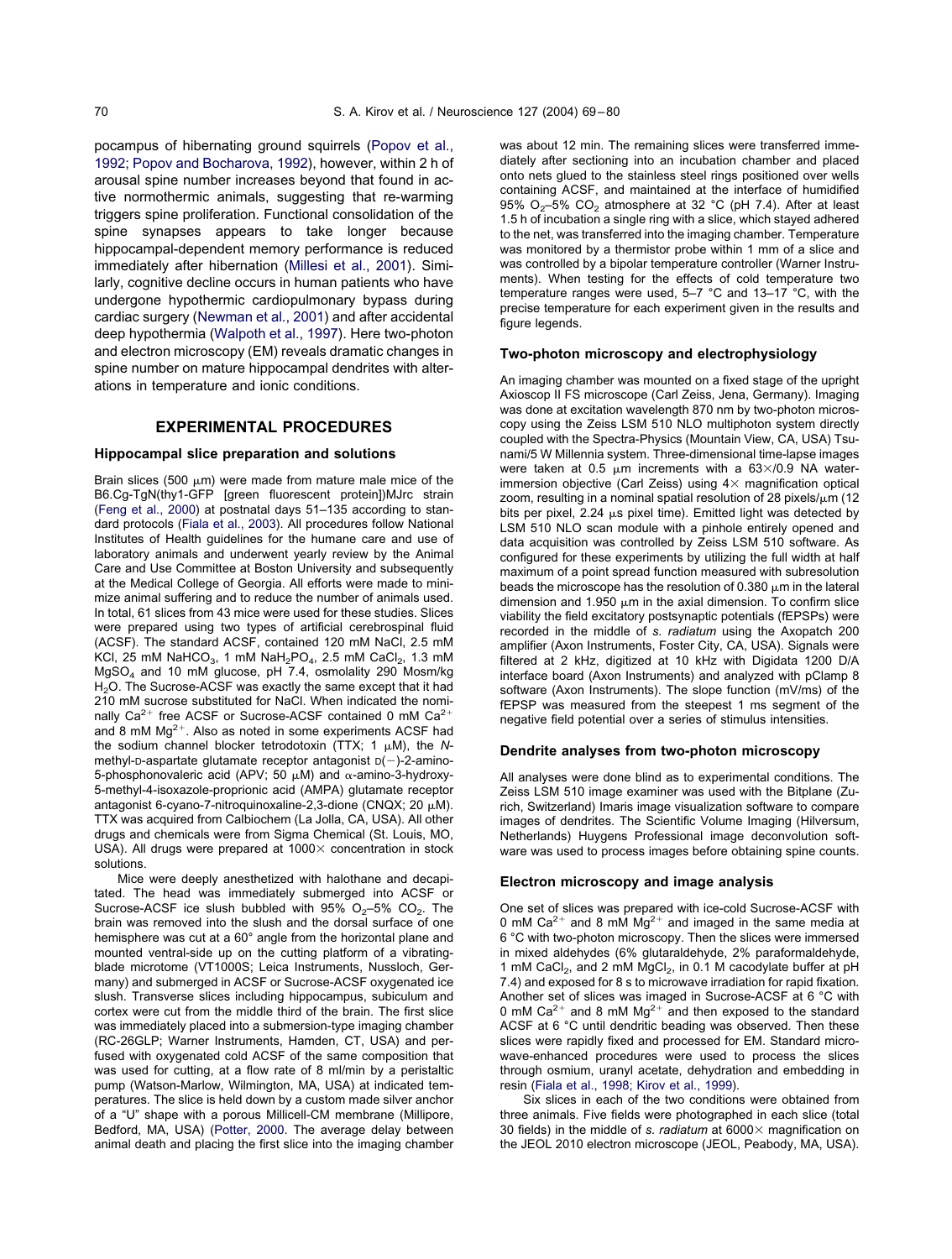pocampus of hibernating ground squirrels (Popov et al., 1992; Popov and Bocharova, 1992), however, within 2 h of arousal spine number increases beyond that found in active normothermic animals, suggesting that re-warming triggers spine proliferation. Functional consolidation of the spine synapses appears to take longer because hippocampal-dependent memory performance is reduced immediately after hibernation (Millesi et al., 2001). Similarly, cognitive decline occurs in human patients who have undergone hypothermic cardiopulmonary bypass during cardiac surgery (Newman et al., 2001) and after accidental deep hypothermia (Walpoth et al., 1997). Here two-photon and electron microscopy (EM) reveals dramatic changes in spine number on mature hippocampal dendrites with alterations in temperature and ionic conditions.

## EXPERIMENTAL PROCEDURES

### Hippocampal slice preparation and solutions

Brain slices (500 μm) were made from mature male mice of the B6.Cg-TgN(thy1-GFP [green fluorescent protein])MJrc strain (Feng et al., 2000) at postnatal days 51–135 according to standard protocols (Fiala et al., 2003). All procedures follow National Institutes of Health guidelines for the humane care and use of laboratory animals and underwent yearly review by the Animal Care and Use Committee at Boston University and subsequently at the Medical College of Georgia. All efforts were made to minimize animal suffering and to reduce the number of animals used. In total, 61 slices from 43 mice were used for these studies. Slices were prepared using two types of artificial cerebrospinal fluid (ACSF). The standard ACSF, contained 120 mM NaCl, 2.5 mM KCl, 25 mM $NaHCO_3$, 1 mM $NaH_2PO_4$, 2.5 mM $CaCl_2$, 1.3 mM $MgSO_4$ and 10 mM glucose, pH 7.4, osmolality 290 Mosm/kg $H_2O$. The Sucrose-ACSF was exactly the same except that it had 210 mM sucrose substituted for NaCl. When indicated the nominally $Ca^{2+}$ free ACSF or Sucrose-ACSF contained 0 mM $Ca^{2+}$ and 8 mM $Mg^{2+}$. Also as noted in some experiments ACSF had the sodium channel blocker tetrodotoxin (TTX; 1 μM), the *N*-methyl-D-aspartate glutamate receptor antagonist D(−)-2-amino-5-phosphonovaleric acid (APV; 50 μM) and α-amino-3-hydroxy-5-methyl-4-isoxazole-proprionic acid (AMPA) glutamate receptor antagonist 6-cyano-7-nitroquinoxaline-2,3-dione (CNQX; 20 μM). TTX was acquired from Calbiochem (La Jolla, CA, USA). All other drugs and chemicals were from Sigma Chemical (St. Louis, MO, USA). All drugs were prepared at 1000× concentration in stock solutions.

Mice were deeply anesthetized with halothane and decapitated. The head was immediately submerged into ACSF or Sucrose-ACSF ice slush bubbled with 95% $O_2$–5% $CO_2$. The brain was removed into the slush and the dorsal surface of one hemisphere was cut at a 60° angle from the horizontal plane and mounted ventral-side up on the cutting platform of a vibrating-blade microtome (VT1000S; Leica Instruments, Nussloch, Germany) and submerged in ACSF or Sucrose-ACSF oxygenated ice slush. Transverse slices including hippocampus, subiculum and cortex were cut from the middle third of the brain. The first slice was immediately placed into a submersion-type imaging chamber (RC-26GLP; Warner Instruments, Hamden, CT, USA) and perfused with oxygenated cold ACSF of the same composition that was used for cutting, at a flow rate of 8 ml/min by a peristaltic pump (Watson-Marlow, Wilmington, MA, USA) at indicated temperatures. The slice is held down by a custom made silver anchor of a "U" shape with a porous Millicell-CM membrane (Millipore, Bedford, MA, USA) (Potter, 2000. The average delay between animal death and placing the first slice into the imaging chamber was about 12 min. The remaining slices were transferred immediately after sectioning into an incubation chamber and placed onto nets glued to the stainless steel rings positioned over wells containing ACSF, and maintained at the interface of humidified 95% $O_2$–5% $CO_2$ atmosphere at 32 °C (pH 7.4). After at least 1.5 h of incubation a single ring with a slice, which stayed adhered to the net, was transferred into the imaging chamber. Temperature was monitored by a thermistor probe within 1 mm of a slice and was controlled by a bipolar temperature controller (Warner Instruments). When testing for the effects of cold temperature two temperature ranges were used, 5–7 °C and 13–17 °C, with the precise temperature for each experiment given in the results and figure legends.

### Two-photon microscopy and electrophysiology

An imaging chamber was mounted on a fixed stage of the upright Axioscop II FS microscope (Carl Zeiss, Jena, Germany). Imaging was done at excitation wavelength 870 nm by two-photon microscopy using the Zeiss LSM 510 NLO multiphoton system directly coupled with the Spectra-Physics (Mountain View, CA, USA) Tsunami/5 W Millennia system. Three-dimensional time-lapse images were taken at 0.5 μm increments with a 63×/0.9 NA water-immersion objective (Carl Zeiss) using 4× magnification optical zoom, resulting in a nominal spatial resolution of 28 pixels/μm (12 bits per pixel, 2.24 μs pixel time). Emitted light was detected by LSM 510 NLO scan module with a pinhole entirely opened and data acquisition was controlled by Zeiss LSM 510 software. As configured for these experiments by utilizing the full width at half maximum of a point spread function measured with subresolution beads the microscope has the resolution of 0.380 μm in the lateral dimension and 1.950 μm in the axial dimension. To confirm slice viability the field excitatory postsynaptic potentials (fEPSPs) were recorded in the middle of *s. radiatum* using the Axopatch 200 amplifier (Axon Instruments, Foster City, CA, USA). Signals were filtered at 2 kHz, digitized at 10 kHz with Digidata 1200 D/A interface board (Axon Instruments) and analyzed with pClamp 8 software (Axon Instruments). The slope function (mV/ms) of the fEPSP was measured from the steepest 1 ms segment of the negative field potential over a series of stimulus intensities.

### Dendrite analyses from two-photon microscopy

All analyses were done blind as to experimental conditions. The Zeiss LSM 510 image examiner was used with the Bitplane (Zurich, Switzerland) Imaris image visualization software to compare images of dendrites. The Scientific Volume Imaging (Hilversum, Netherlands) Huygens Professional image deconvolution software was used to process images before obtaining spine counts.

### Electron microscopy and image analysis

One set of slices was prepared with ice-cold Sucrose-ACSF with 0 mM $Ca^{2+}$ and 8 mM $Mg^{2+}$ and imaged in the same media at 6 °C with two-photon microscopy. Then the slices were immersed in mixed aldehydes (6% glutaraldehyde, 2% paraformaldehyde, 1 mM $CaCl_2$, and 2 mM $MgCl_2$, in 0.1 M cacodylate buffer at pH 7.4) and exposed for 8 s to microwave irradiation for rapid fixation. Another set of slices was imaged in Sucrose-ACSF at 6 °C with 0 mM $Ca^{2+}$ and 8 mM $Mg^{2+}$ and then exposed to the standard ACSF at 6 °C until dendritic beading was observed. Then these slices were rapidly fixed and processed for EM. Standard microwave-enhanced procedures were used to process the slices through osmium, uranyl acetate, dehydration and embedding in resin (Fiala et al., 1998; Kirov et al., 1999).

Six slices in each of the two conditions were obtained from three animals. Five fields were photographed in each slice (total 30 fields) in the middle of *s. radiatum* at 6000× magnification on the JEOL 2010 electron microscope (JEOL, Peabody, MA, USA).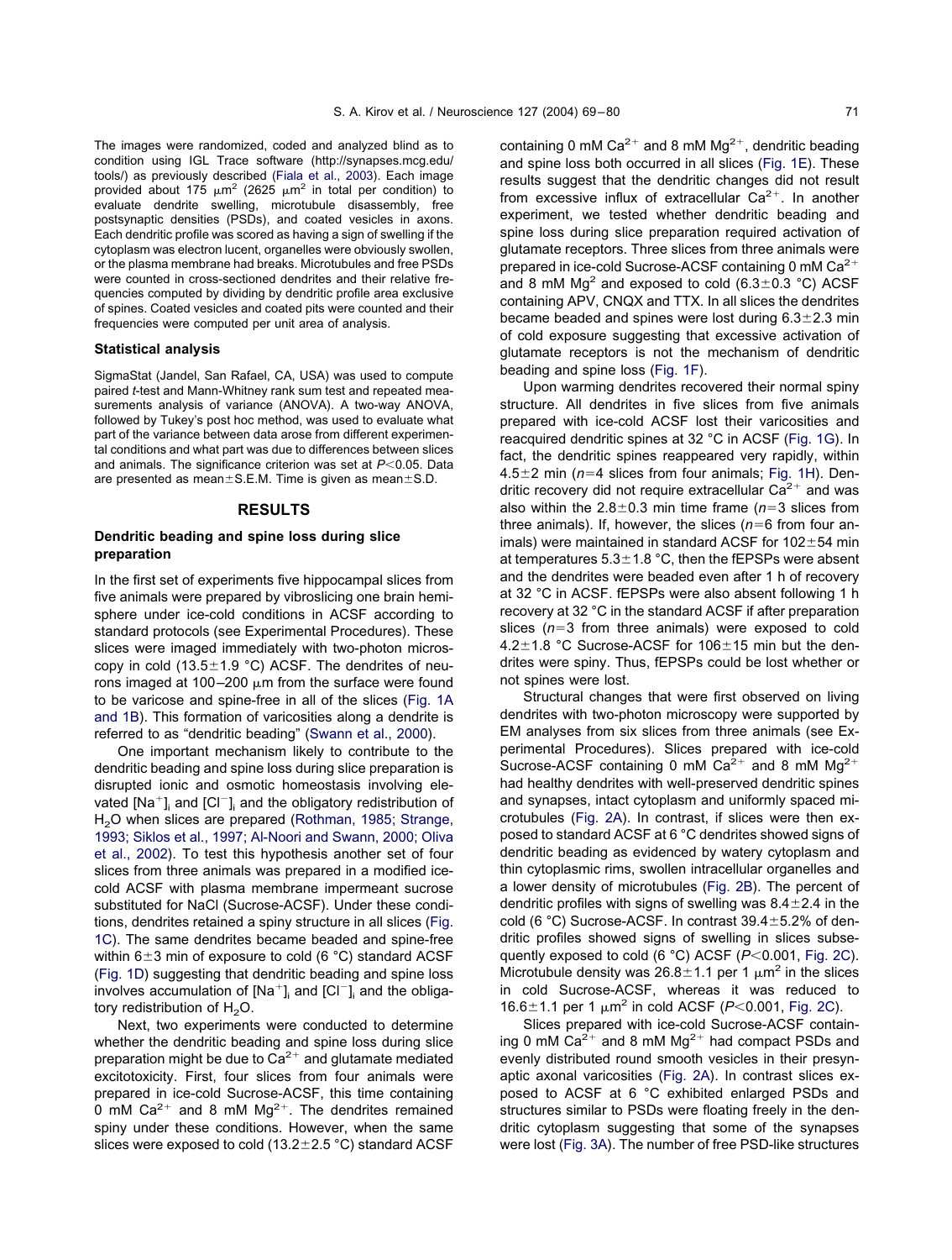The images were randomized, coded and analyzed blind as to condition using IGL Trace software (http://synapses.mcg.edu/tools/) as previously described (Fiala et al., 2003). Each image provided about 175 $\mu m^2$ (2625 $\mu m^2$ in total per condition) to evaluate dendrite swelling, microtubule disassembly, free postsynaptic densities (PSDs), and coated vesicles in axons. Each dendritic profile was scored as having a sign of swelling if the cytoplasm was electron lucent, organelles were obviously swollen, or the plasma membrane had breaks. Microtubules and free PSDs were counted in cross-sectioned dendrites and their relative frequencies computed by dividing by dendritic profile area exclusive of spines. Coated vesicles and coated pits were counted and their frequencies were computed per unit area of analysis.

### Statistical analysis

SigmaStat (Jandel, San Rafael, CA, USA) was used to compute paired *t*-test and Mann-Whitney rank sum test and repeated measurements analysis of variance (ANOVA). A two-way ANOVA, followed by Tukey's post hoc method, was used to evaluate what part of the variance between data arose from different experimental conditions and what part was due to differences between slices and animals. The significance criterion was set at $P<0.05$. Data are presented as mean±S.E.M. Time is given as mean±S.D.

## RESULTS

### Dendritic beading and spine loss during slice preparation

In the first set of experiments five hippocampal slices from five animals were prepared by vibroslicing one brain hemisphere under ice-cold conditions in ACSF according to standard protocols (see Experimental Procedures). These slices were imaged immediately with two-photon microscopy in cold (13.5±1.9 °C) ACSF. The dendrites of neurons imaged at 100–200 $\mu$m from the surface were found to be varicose and spine-free in all of the slices (Fig. 1A and 1B). This formation of varicosities along a dendrite is referred to as "dendritic beading" (Swann et al., 2000).

One important mechanism likely to contribute to the dendritic beading and spine loss during slice preparation is disrupted ionic and osmotic homeostasis involving elevated $[Na^+]_i$ and $[Cl^-]_i$ and the obligatory redistribution of $H_2O$ when slices are prepared (Rothman, 1985; Strange, 1993; Siklos et al., 1997; Al-Noori and Swann, 2000; Oliva et al., 2002). To test this hypothesis another set of four slices from three animals was prepared in a modified ice-cold ACSF with plasma membrane impermeant sucrose substituted for NaCl (Sucrose-ACSF). Under these conditions, dendrites retained a spiny structure in all slices (Fig. 1C). The same dendrites became beaded and spine-free within 6±3 min of exposure to cold (6 °C) standard ACSF (Fig. 1D) suggesting that dendritic beading and spine loss involves accumulation of $[Na^+]_i$ and $[Cl^-]_i$ and the obligatory redistribution of $H_2O$.

Next, two experiments were conducted to determine whether the dendritic beading and spine loss during slice preparation might be due to $Ca^{2+}$ and glutamate mediated excitotoxicity. First, four slices from four animals were prepared in ice-cold Sucrose-ACSF, this time containing 0 mM $Ca^{2+}$ and 8 mM $Mg^{2+}$. The dendrites remained spiny under these conditions. However, when the same slices were exposed to cold (13.2±2.5 °C) standard ACSF containing 0 mM $Ca^{2+}$ and 8 mM $Mg^{2+}$, dendritic beading and spine loss both occurred in all slices (Fig. 1E). These results suggest that the dendritic changes did not result from excessive influx of extracellular $Ca^{2+}$. In another experiment, we tested whether dendritic beading and spine loss during slice preparation required activation of glutamate receptors. Three slices from three animals were prepared in ice-cold Sucrose-ACSF containing 0 mM $Ca^{2+}$ and 8 mM $Mg^2$ and exposed to cold (6.3±0.3 °C) ACSF containing APV, CNQX and TTX. In all slices the dendrites became beaded and spines were lost during 6.3±2.3 min of cold exposure suggesting that excessive activation of glutamate receptors is not the mechanism of dendritic beading and spine loss (Fig. 1F).

Upon warming dendrites recovered their normal spiny structure. All dendrites in five slices from five animals prepared with ice-cold ACSF lost their varicosities and reacquired dendritic spines at 32 °C in ACSF (Fig. 1G). In fact, the dendritic spines reappeared very rapidly, within 4.5±2 min ($n$=4 slices from four animals; Fig. 1H). Dendritic recovery did not require extracellular $Ca^{2+}$ and was also within the 2.8±0.3 min time frame ($n$=3 slices from three animals). If, however, the slices ($n$=6 from four animals) were maintained in standard ACSF for 102±54 min at temperatures 5.3±1.8 °C, then the fEPSPs were absent and the dendrites were beaded even after 1 h of recovery at 32 °C in ACSF. fEPSPs were also absent following 1 h recovery at 32 °C in the standard ACSF if after preparation slices ($n$=3 from three animals) were exposed to cold 4.2±1.8 °C Sucrose-ACSF for 106±15 min but the dendrites were spiny. Thus, fEPSPs could be lost whether or not spines were lost.

Structural changes that were first observed on living dendrites with two-photon microscopy were supported by EM analyses from six slices from three animals (see Experimental Procedures). Slices prepared with ice-cold Sucrose-ACSF containing 0 mM $Ca^{2+}$ and 8 mM $Mg^{2+}$ had healthy dendrites with well-preserved dendritic spines and synapses, intact cytoplasm and uniformly spaced microtubules (Fig. 2A). In contrast, if slices were then exposed to standard ACSF at 6 °C dendrites showed signs of dendritic beading as evidenced by watery cytoplasm and thin cytoplasmic rims, swollen intracellular organelles and a lower density of microtubules (Fig. 2B). The percent of dendritic profiles with signs of swelling was 8.4±2.4 in the cold (6 °C) Sucrose-ACSF. In contrast 39.4±5.2% of dendritic profiles showed signs of swelling in slices subsequently exposed to cold (6 °C) ACSF ($P<0.001$, Fig. 2C). Microtubule density was 26.8±1.1 per 1 $\mu m^2$ in the slices in cold Sucrose-ACSF, whereas it was reduced to 16.6±1.1 per 1 $\mu m^2$ in cold ACSF ($P<0.001$, Fig. 2C).

Slices prepared with ice-cold Sucrose-ACSF containing 0 mM $Ca^{2+}$ and 8 mM $Mg^{2+}$ had compact PSDs and evenly distributed round smooth vesicles in their presynaptic axonal varicosities (Fig. 2A). In contrast slices exposed to ACSF at 6 °C exhibited enlarged PSDs and structures similar to PSDs were floating freely in the dendritic cytoplasm suggesting that some of the synapses were lost (Fig. 3A). The number of free PSD-like structures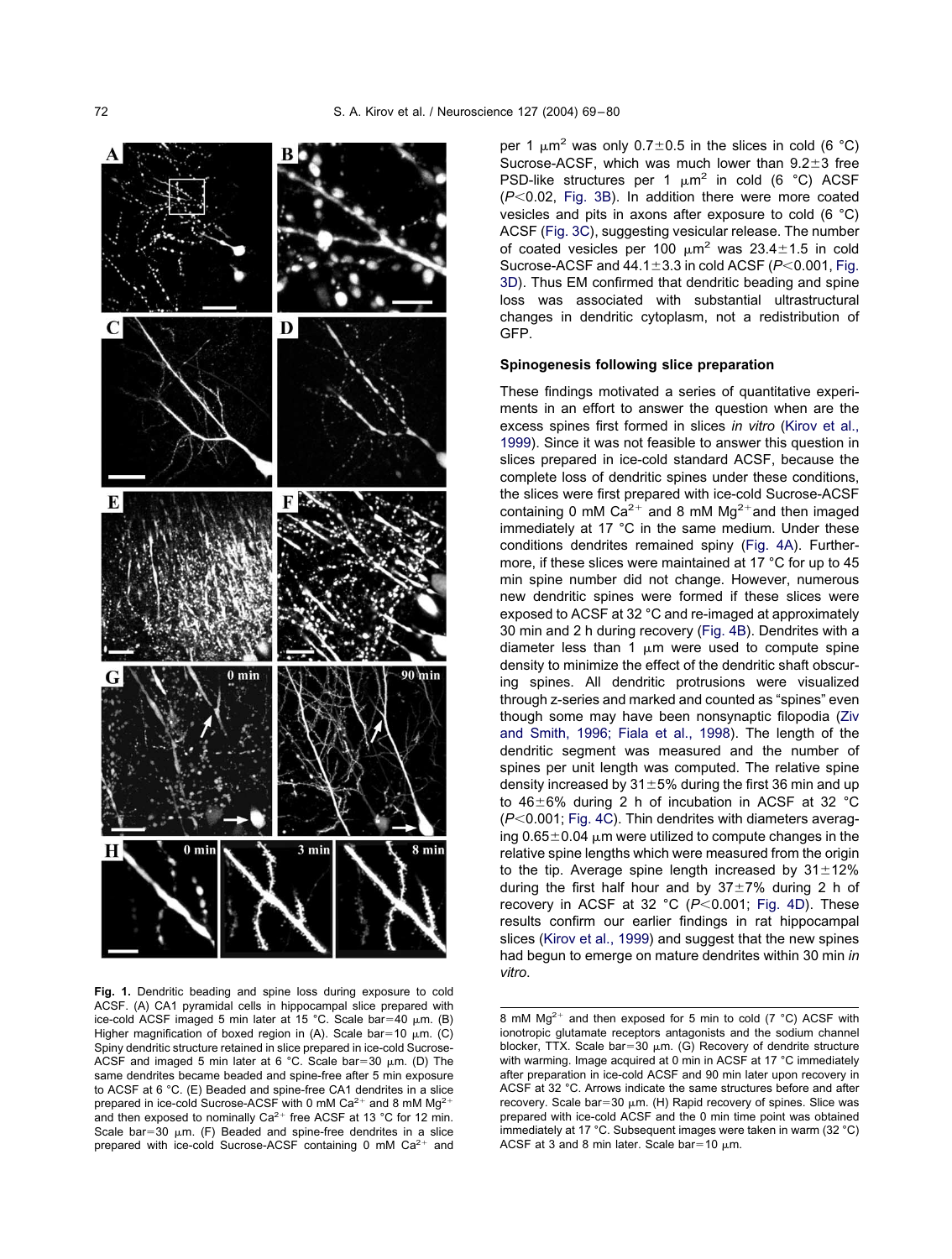**Fig. 1.** Dendritic beading and spine loss during exposure to cold ACSF. (A) CA1 pyramidal cells in hippocampal slice prepared with ice-cold ACSF imaged 5 min later at 15 °C. Scale bar=40 μm. (B) Higher magnification of boxed region in (A). Scale bar=10 μm. (C) Spiny dendritic structure retained in slice prepared in ice-cold Sucrose-ACSF and imaged 5 min later at 6 °C. Scale bar=30 μm. (D) The same dendrites became beaded and spine-free after 5 min exposure to ACSF at 6 °C. (E) Beaded and spine-free CA1 dendrites in a slice prepared in ice-cold Sucrose-ACSF with 0 mM $Ca^{2+}$ and 8 mM $Mg^{2+}$ and then exposed to nominally $Ca^{2+}$ free ACSF at 13 °C for 12 min. Scale bar=30 μm. (F) Beaded and spine-free dendrites in a slice prepared with ice-cold Sucrose-ACSF containing 0 mM $Ca^{2+}$ and 8 mM $Mg^{2+}$ and then exposed for 5 min to cold (7 °C) ACSF with ionotropic glutamate receptors antagonists and the sodium channel blocker, TTX. Scale bar=30 μm. (G) Recovery of dendrite structure with warming. Image acquired at 0 min in ACSF at 17 °C immediately after preparation in ice-cold ACSF and 90 min later upon recovery in ACSF at 32 °C. Arrows indicate the same structures before and after recovery. Scale bar=30 μm. (H) Rapid recovery of spines. Slice was prepared with ice-cold ACSF and the 0 min time point was obtained immediately at 17 °C. Subsequent images were taken in warm (32 °C) ACSF at 3 and 8 min later. Scale bar=10 μm.

per 1 $\mu m^2$ was only 0.7±0.5 in the slices in cold (6 °C) Sucrose-ACSF, which was much lower than 9.2±3 free PSD-like structures per 1 $\mu m^2$ in cold (6 °C) ACSF ($P<0.02$, Fig. 3B). In addition there were more coated vesicles and pits in axons after exposure to cold (6 °C) ACSF (Fig. 3C), suggesting vesicular release. The number of coated vesicles per 100 $\mu m^2$ was 23.4±1.5 in cold Sucrose-ACSF and 44.1±3.3 in cold ACSF ($P<0.001$, Fig. 3D). Thus EM confirmed that dendritic beading and spine loss was associated with substantial ultrastructural changes in dendritic cytoplasm, not a redistribution of GFP.

### Spinogenesis following slice preparation

These findings motivated a series of quantitative experiments in an effort to answer the question when are the excess spines first formed in slices *in vitro* (Kirov et al., 1999). Since it was not feasible to answer this question in slices prepared in ice-cold standard ACSF, because the complete loss of dendritic spines under these conditions, the slices were first prepared with ice-cold Sucrose-ACSF containing 0 mM $Ca^{2+}$ and 8 mM $Mg^{2+}$and then imaged immediately at 17 °C in the same medium. Under these conditions dendrites remained spiny (Fig. 4A). Furthermore, if these slices were maintained at 17 °C for up to 45 min spine number did not change. However, numerous new dendritic spines were formed if these slices were exposed to ACSF at 32 °C and re-imaged at approximately 30 min and 2 h during recovery (Fig. 4B). Dendrites with a diameter less than 1 μm were used to compute spine density to minimize the effect of the dendritic shaft obscuring spines. All dendritic protrusions were visualized through z-series and marked and counted as "spines" even though some may have been nonsynaptic filopodia (Ziv and Smith, 1996; Fiala et al., 1998). The length of the dendritic segment was measured and the number of spines per unit length was computed. The relative spine density increased by 31±5% during the first 36 min and up to 46±6% during 2 h of incubation in ACSF at 32 °C ($P<0.001$; Fig. 4C). Thin dendrites with diameters averaging 0.65±0.04 μm were utilized to compute changes in the relative spine lengths which were measured from the origin to the tip. Average spine length increased by 31±12% during the first half hour and by 37±7% during 2 h of recovery in ACSF at 32 °C ($P<0.001$; Fig. 4D). These results confirm our earlier findings in rat hippocampal slices (Kirov et al., 1999) and suggest that the new spines had begun to emerge on mature dendrites within 30 min *in vitro*.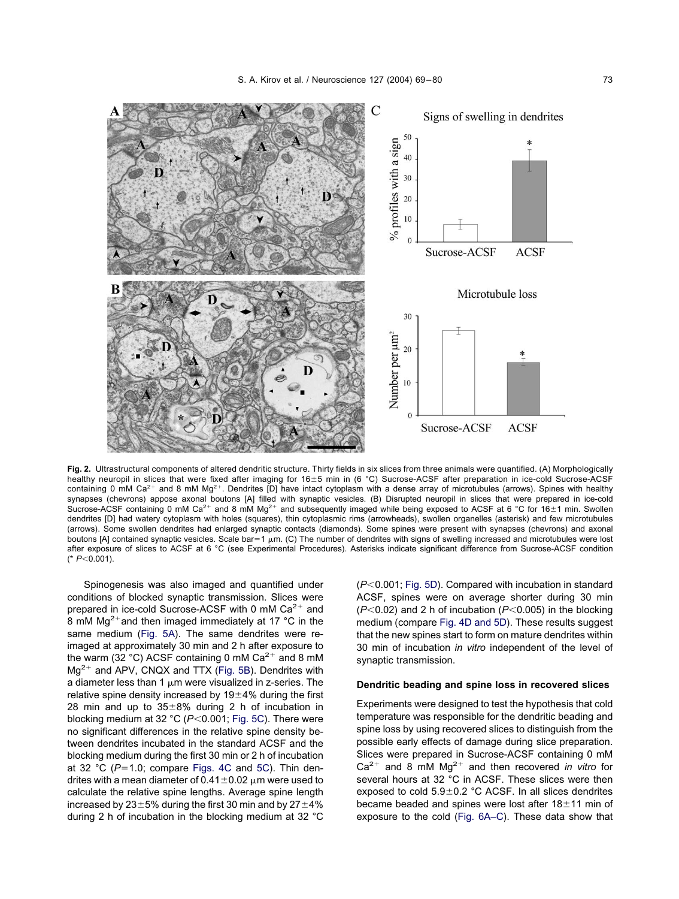**Fig. 2.** Ultrastructural components of altered dendritic structure. Thirty fields in six slices from three animals were quantified. (A) Morphologically healthy neuropil in slices that were fixed after imaging for 16±5 min in (6 °C) Sucrose-ACSF after preparation in ice-cold Sucrose-ACSF containing 0 mM $Ca^{2+}$ and 8 mM $Mg^{2+}$. Dendrites [D] have intact cytoplasm with a dense array of microtubules (arrows). Spines with healthy synapses (chevrons) appose axonal boutons [A] filled with synaptic vesicles. (B) Disrupted neuropil in slices that were prepared in ice-cold Sucrose-ACSF containing 0 mM $Ca^{2+}$ and 8 mM $Mg^{2+}$ and subsequently imaged while being exposed to ACSF at 6 °C for 16±1 min. Swollen dendrites [D] had watery cytoplasm with holes (squares), thin cytoplasmic rims (arrowheads), swollen organelles (asterisk) and few microtubules (arrows). Some swollen dendrites had enlarged synaptic contacts (diamonds). Some spines were present with synapses (chevrons) and axonal boutons [A] contained synaptic vesicles. Scale bar=1 μm. (C) The number of dendrites with signs of swelling increased and microtubules were lost after exposure of slices to ACSF at 6 °C (see Experimental Procedures). Asterisks indicate significant difference from Sucrose-ACSF condition (* $P<0.001$).

Spinogenesis was also imaged and quantified under conditions of blocked synaptic transmission. Slices were prepared in ice-cold Sucrose-ACSF with 0 mM $Ca^{2+}$ and 8 mM $Mg^{2+}$and then imaged immediately at 17 °C in the same medium (Fig. 5A). The same dendrites were re-imaged at approximately 30 min and 2 h after exposure to the warm (32 °C) ACSF containing 0 mM $Ca^{2+}$ and 8 mM $Mg^{2+}$ and APV, CNQX and TTX (Fig. 5B). Dendrites with a diameter less than 1 μm were visualized in z-series. The relative spine density increased by 19±4% during the first 28 min and up to 35±8% during 2 h of incubation in blocking medium at 32 °C ($P<0.001$; Fig. 5C). There were no significant differences in the relative spine density between dendrites incubated in the standard ACSF and the blocking medium during the first 30 min or 2 h of incubation at 32 °C ($P=1.0$; compare Figs. 4C and 5C). Thin dendrites with a mean diameter of 0.41±0.02 μm were used to calculate the relative spine lengths. Average spine length increased by 23±5% during the first 30 min and by 27±4% during 2 h of incubation in the blocking medium at 32 °C ($P<0.001$; Fig. 5D). Compared with incubation in standard ACSF, spines were on average shorter during 30 min ($P<0.02$) and 2 h of incubation ($P<0.005$) in the blocking medium (compare Fig. 4D and 5D). These results suggest that the new spines start to form on mature dendrites within 30 min of incubation *in vitro* independent of the level of synaptic transmission.

### Dendritic beading and spine loss in recovered slices

Experiments were designed to test the hypothesis that cold temperature was responsible for the dendritic beading and spine loss by using recovered slices to distinguish from the possible early effects of damage during slice preparation. Slices were prepared in Sucrose-ACSF containing 0 mM $Ca^{2+}$ and 8 mM $Mg^{2+}$ and then recovered *in vitro* for several hours at 32 °C in ACSF. These slices were then exposed to cold 5.9±0.2 °C ACSF. In all slices dendrites became beaded and spines were lost after 18±11 min of exposure to the cold (Fig. 6A–C). These data show that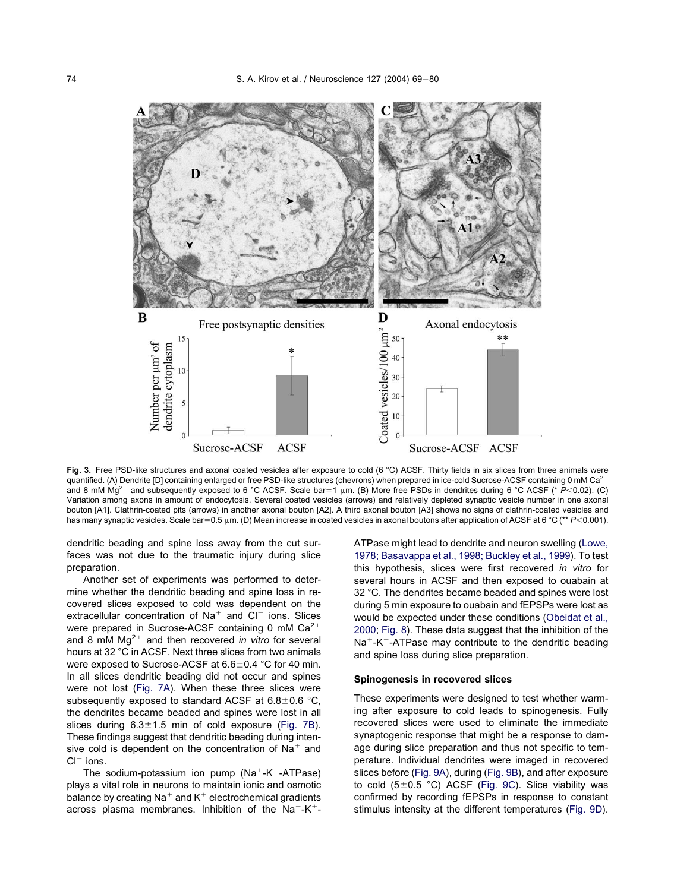**Fig. 3.** Free PSD-like structures and axonal coated vesicles after exposure to cold (6 °C) ACSF. Thirty fields in six slices from three animals were quantified. (A) Dendrite [D] containing enlarged or free PSD-like structures (chevrons) when prepared in ice-cold Sucrose-ACSF containing 0 mM $Ca^{2+}$ and 8 mM $Mg^{2+}$ and subsequently exposed to 6 °C ACSF. Scale bar=1 μm. (B) More free PSDs in dendrites during 6 °C ACSF (* $P<0.02$). (C) Variation among axons in amount of endocytosis. Several coated vesicles (arrows) and relatively depleted synaptic vesicle number in one axonal bouton [A1]. Clathrin-coated pits (arrows) in another axonal bouton [A2]. A third axonal bouton [A3] shows no signs of clathrin-coated vesicles and has many synaptic vesicles. Scale bar=0.5 μm. (D) Mean increase in coated vesicles in axonal boutons after application of ACSF at 6 °C (** $P<0.001$).

dendritic beading and spine loss away from the cut surfaces was not due to the traumatic injury during slice preparation.

Another set of experiments was performed to determine whether the dendritic beading and spine loss in recovered slices exposed to cold was dependent on the extracellular concentration of $Na^{+}$ and $Cl^{-}$ ions. Slices were prepared in Sucrose-ACSF containing 0 mM $Ca^{2+}$ and 8 mM $Mg^{2+}$ and then recovered *in vitro* for several hours at 32 °C in ACSF. Next three slices from two animals were exposed to Sucrose-ACSF at 6.6±0.4 °C for 40 min. In all slices dendritic beading did not occur and spines were not lost (Fig. 7A). When these three slices were subsequently exposed to standard ACSF at 6.8±0.6 °C, the dendrites became beaded and spines were lost in all slices during 6.3±1.5 min of cold exposure (Fig. 7B). These findings suggest that dendritic beading during intensive cold is dependent on the concentration of $Na^{+}$ and $Cl^{-}$ ions.

The sodium-potassium ion pump ($Na^{+}$-$K^{+}$-ATPase) plays a vital role in neurons to maintain ionic and osmotic balance by creating $Na^{+}$ and $K^{+}$ electrochemical gradients across plasma membranes. Inhibition of the $Na^{+}$-$K^{+}$-ATPase might lead to dendrite and neuron swelling (Lowe, 1978; Basavappa et al., 1998; Buckley et al., 1999). To test this hypothesis, slices were first recovered *in vitro* for several hours in ACSF and then exposed to ouabain at 32 °C. The dendrites became beaded and spines were lost during 5 min exposure to ouabain and fEPSPs were lost as would be expected under these conditions (Obeidat et al., 2000; Fig. 8). These data suggest that the inhibition of the $Na^{+}$-$K^{+}$-ATPase may contribute to the dendritic beading and spine loss during slice preparation.

### Spinogenesis in recovered slices

These experiments were designed to test whether warming after exposure to cold leads to spinogenesis. Fully recovered slices were used to eliminate the immediate synaptogenic response that might be a response to damage during slice preparation and thus not specific to temperature. Individual dendrites were imaged in recovered slices before (Fig. 9A), during (Fig. 9B), and after exposure to cold (5±0.5 °C) ACSF (Fig. 9C). Slice viability was confirmed by recording fEPSPs in response to constant stimulus intensity at the different temperatures (Fig. 9D).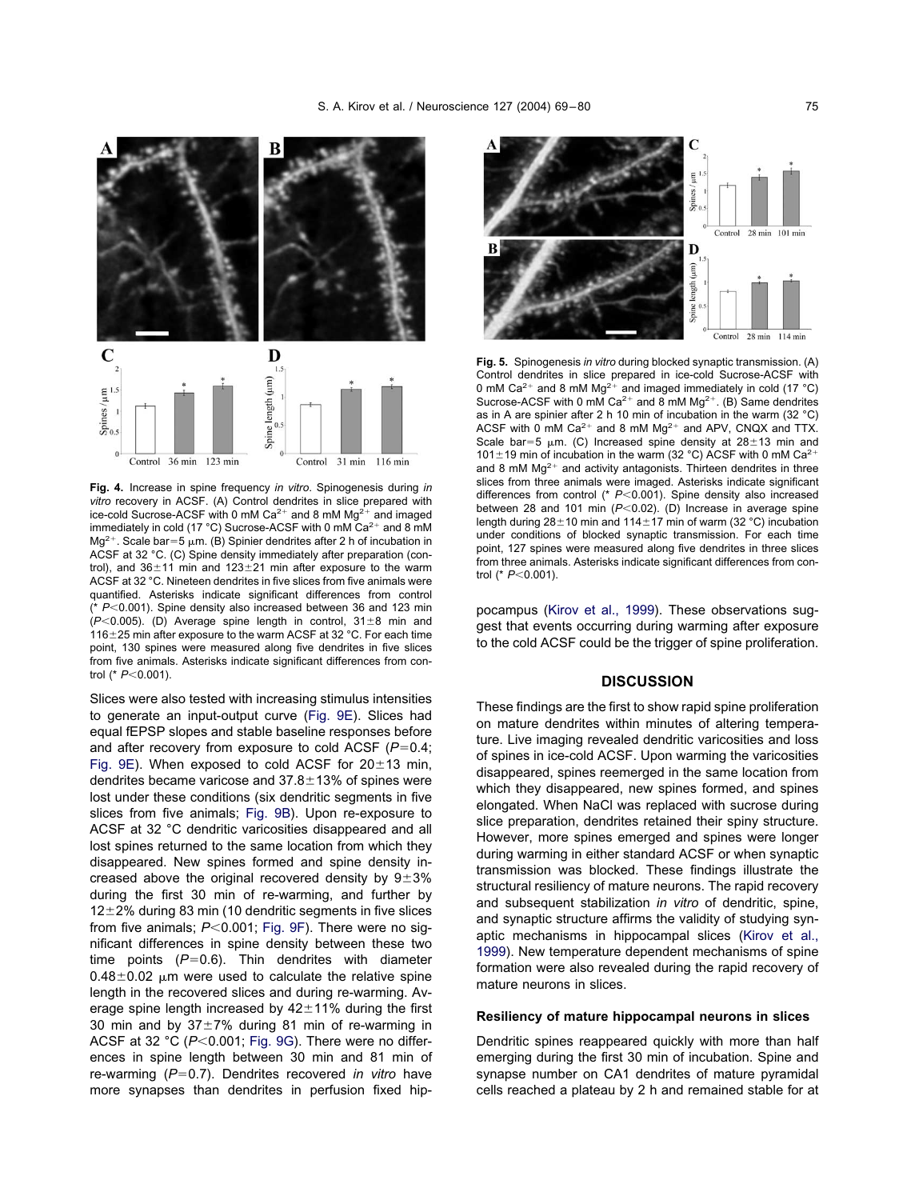**Fig. 4.** Increase in spine frequency *in vitro*. Spinogenesis during *in vitro* recovery in ACSF. (A) Control dendrites in slice prepared with ice-cold Sucrose-ACSF with 0 mM $Ca^{2+}$ and 8 mM $Mg^{2+}$ and imaged immediately in cold (17 °C) Sucrose-ACSF with 0 mM $Ca^{2+}$ and 8 mM $Mg^{2+}$. Scale bar=5 μm. (B) Spinier dendrites after 2 h of incubation in ACSF at 32 °C. (C) Spine density immediately after preparation (control), and 36±11 min and 123±21 min after exposure to the warm ACSF at 32 °C. Nineteen dendrites in five slices from five animals were quantified. Asterisks indicate significant differences from control (* $P<0.001$). Spine density also increased between 36 and 123 min ($P<0.005$). (D) Average spine length in control, 31±8 min and 116±25 min after exposure to the warm ACSF at 32 °C. For each time point, 130 spines were measured along five dendrites in five slices from five animals. Asterisks indicate significant differences from control (* $P<0.001$).

Slices were also tested with increasing stimulus intensities to generate an input-output curve (Fig. 9E). Slices had equal fEPSP slopes and stable baseline responses before and after recovery from exposure to cold ACSF ($P=0.4$; Fig. 9E). When exposed to cold ACSF for 20±13 min, dendrites became varicose and 37.8±13% of spines were lost under these conditions (six dendritic segments in five slices from five animals; Fig. 9B). Upon re-exposure to ACSF at 32 °C dendritic varicosities disappeared and all lost spines returned to the same location from which they disappeared. New spines formed and spine density increased above the original recovered density by 9±3% during the first 30 min of re-warming, and further by 12±2% during 83 min (10 dendritic segments in five slices from five animals; $P<0.001$; Fig. 9F). There were no significant differences in spine density between these two time points ($P=0.6$). Thin dendrites with diameter 0.48±0.02 μm were used to calculate the relative spine length in the recovered slices and during re-warming. Average spine length increased by 42±11% during the first 30 min and by 37±7% during 81 min of re-warming in ACSF at 32 °C ($P<0.001$; Fig. 9G). There were no differences in spine length between 30 min and 81 min of re-warming ($P=0.7$). Dendrites recovered *in vitro* have more synapses than dendrites in perfusion fixed hippocampus (Kirov et al., 1999). These observations suggest that events occurring during warming after exposure to the cold ACSF could be the trigger of spine proliferation.

**Fig. 5.** Spinogenesis *in vitro* during blocked synaptic transmission. (A) Control dendrites in slice prepared in ice-cold Sucrose-ACSF with 0 mM $Ca^{2+}$ and 8 mM $Mg^{2+}$ and imaged immediately in cold (17 °C) Sucrose-ACSF with 0 mM $Ca^{2+}$ and 8 mM $Mg^{2+}$. (B) Same dendrites as in A are spinier after 2 h 10 min of incubation in the warm (32 °C) ACSF with 0 mM $Ca^{2+}$ and 8 mM $Mg^{2+}$ and APV, CNQX and TTX. Scale bar=5 μm. (C) Increased spine density at 28±13 min and 101±19 min of incubation in the warm (32 °C) ACSF with 0 mM $Ca^{2+}$ and 8 mM $Mg^{2+}$ and activity antagonists. Thirteen dendrites in three slices from three animals were imaged. Asterisks indicate significant differences from control (* $P<0.001$). Spine density also increased between 28 and 101 min ($P<0.02$). (D) Increase in average spine length during 28±10 min and 114±17 min of warm (32 °C) incubation under conditions of blocked synaptic transmission. For each time point, 127 spines were measured along five dendrites in three slices from three animals. Asterisks indicate significant differences from control (* $P<0.001$).

## DISCUSSION

These findings are the first to show rapid spine proliferation on mature dendrites within minutes of altering temperature. Live imaging revealed dendritic varicosities and loss of spines in ice-cold ACSF. Upon warming the varicosities disappeared, spines reemerged in the same location from which they disappeared, new spines formed, and spines elongated. When NaCl was replaced with sucrose during slice preparation, dendrites retained their spiny structure. However, more spines emerged and spines were longer during warming in either standard ACSF or when synaptic transmission was blocked. These findings illustrate the structural resiliency of mature neurons. The rapid recovery and subsequent stabilization *in vitro* of dendritic, spine, and synaptic structure affirms the validity of studying synaptic mechanisms in hippocampal slices (Kirov et al., 1999). New temperature dependent mechanisms of spine formation were also revealed during the rapid recovery of mature neurons in slices.

### Resiliency of mature hippocampal neurons in slices

Dendritic spines reappeared quickly with more than half emerging during the first 30 min of incubation. Spine and synapse number on CA1 dendrites of mature pyramidal cells reached a plateau by 2 h and remained stable for at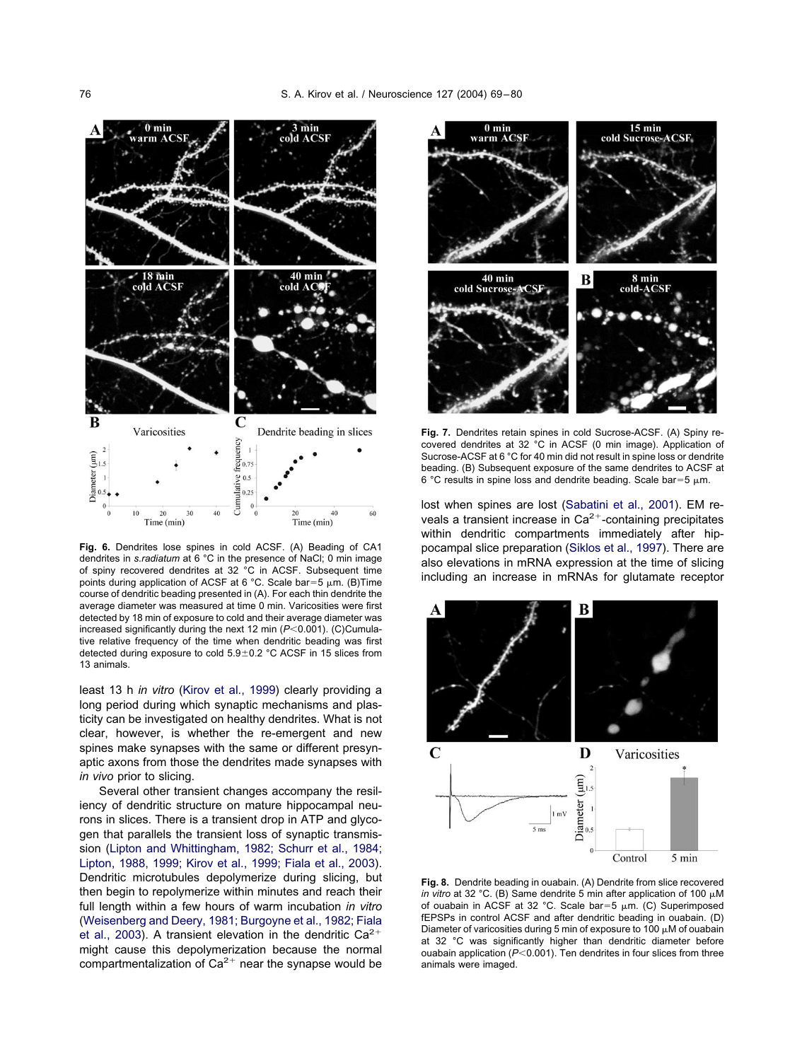**Fig. 6.** Dendrites lose spines in cold ACSF. (A) Beading of CA1 dendrites in *s.radiatum* at 6 °C in the presence of NaCl; 0 min image of spiny recovered dendrites at 32 °C in ACSF. Subsequent time points during application of ACSF at 6 °C. Scale bar=5 μm. (B)Time course of dendritic beading presented in (A). For each thin dendrite the average diameter was measured at time 0 min. Varicosities were first detected by 18 min of exposure to cold and their average diameter was increased significantly during the next 12 min ($P<0.001$). (C)Cumulative relative frequency of the time when dendritic beading was first detected during exposure to cold 5.9±0.2 °C ACSF in 15 slices from 13 animals.

least 13 h *in vitro* (Kirov et al., 1999) clearly providing a long period during which synaptic mechanisms and plasticity can be investigated on healthy dendrites. What is not clear, however, is whether the re-emergent and new spines make synapses with the same or different presynaptic axons from those the dendrites made synapses with *in vivo* prior to slicing.

Several other transient changes accompany the resiliency of dendritic structure on mature hippocampal neurons in slices. There is a transient drop in ATP and glycogen that parallels the transient loss of synaptic transmission (Lipton and Whittingham, 1982; Schurr et al., 1984; Lipton, 1988, 1999; Kirov et al., 1999; Fiala et al., 2003). Dendritic microtubules depolymerize during slicing, but then begin to repolymerize within minutes and reach their full length within a few hours of warm incubation *in vitro* (Weisenberg and Deery, 1981; Burgoyne et al., 1982; Fiala et al., 2003). A transient elevation in the dendritic $Ca^{2+}$ might cause this depolymerization because the normal compartmentalization of $Ca^{2+}$ near the synapse would be lost when spines are lost (Sabatini et al., 2001). EM reveals a transient increase in $Ca^{2+}$-containing precipitates within dendritic compartments immediately after hippocampal slice preparation (Siklos et al., 1997). There are also elevations in mRNA expression at the time of slicing including an increase in mRNAs for glutamate receptor

**Fig. 7.** Dendrites retain spines in cold Sucrose-ACSF. (A) Spiny recovered dendrites at 32 °C in ACSF (0 min image). Application of Sucrose-ACSF at 6 °C for 40 min did not result in spine loss or dendrite beading. (B) Subsequent exposure of the same dendrites to ACSF at 6 °C results in spine loss and dendrite beading. Scale bar=5 μm.

**Fig. 8.** Dendrite beading in ouabain. (A) Dendrite from slice recovered *in vitro* at 32 °C. (B) Same dendrite 5 min after application of 100 μM of ouabain in ACSF at 32 °C. Scale bar=5 μm. (C) Superimposed fEPSPs in control ACSF and after dendritic beading in ouabain. (D) Diameter of varicosities during 5 min of exposure to 100 μM of ouabain at 32 °C was significantly higher than dendritic diameter before ouabain application ($P<0.001$). Ten dendrites in four slices from three animals were imaged.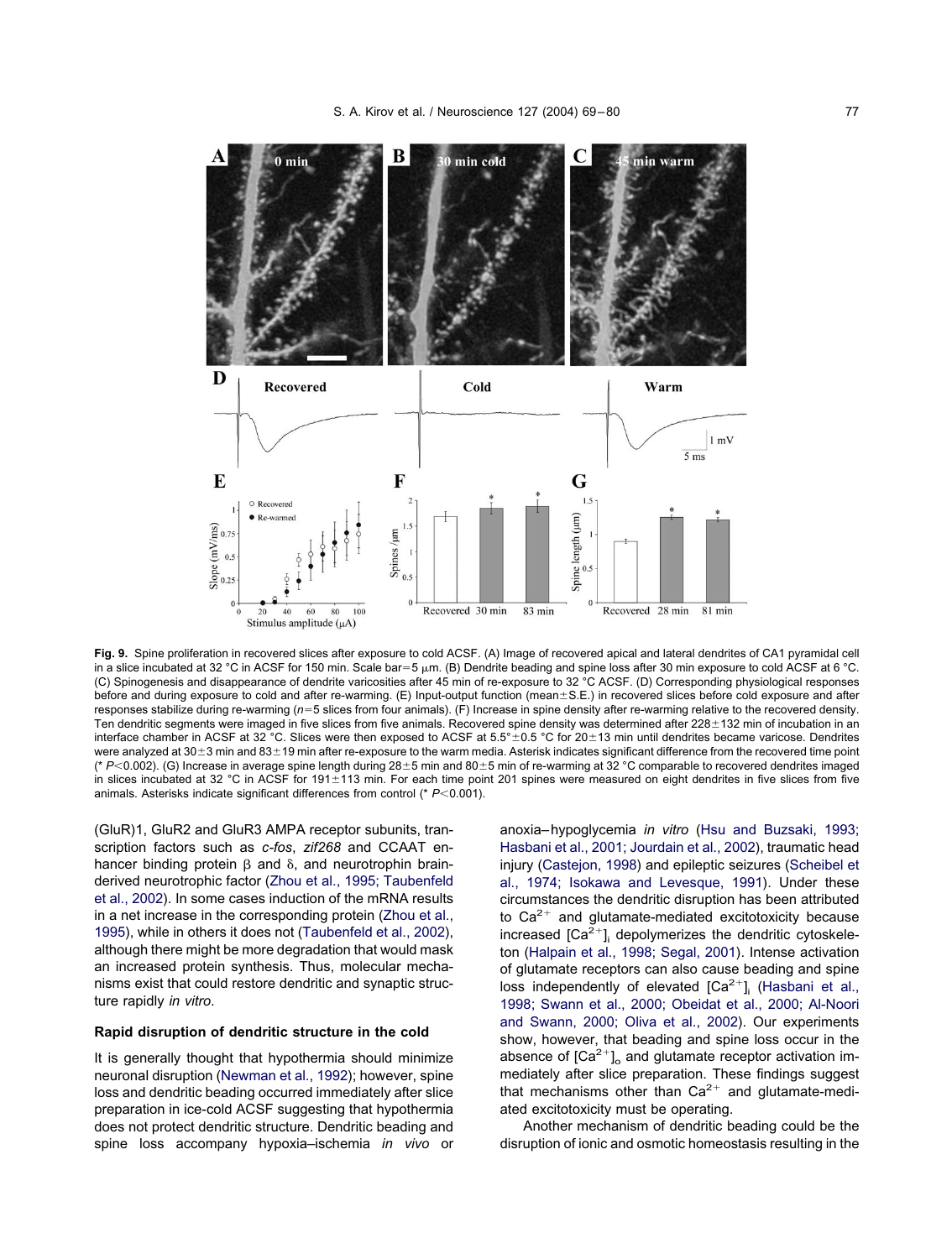**Fig. 9.** Spine proliferation in recovered slices after exposure to cold ACSF. (A) Image of recovered apical and lateral dendrites of CA1 pyramidal cell in a slice incubated at 32 °C in ACSF for 150 min. Scale bar=5 μm. (B) Dendrite beading and spine loss after 30 min exposure to cold ACSF at 6 °C. (C) Spinogenesis and disappearance of dendrite varicosities after 45 min of re-exposure to 32 °C ACSF. (D) Corresponding physiological responses before and during exposure to cold and after re-warming. (E) Input-output function (mean±S.E.) in recovered slices before cold exposure and after responses stabilize during re-warming ($n$=5 slices from four animals). (F) Increase in spine density after re-warming relative to the recovered density. Ten dendritic segments were imaged in five slices from five animals. Recovered spine density was determined after 228±132 min of incubation in an interface chamber in ACSF at 32 °C. Slices were then exposed to ACSF at 5.5°±0.5 °C for 20±13 min until dendrites became varicose. Dendrites were analyzed at 30±3 min and 83±19 min after re-exposure to the warm media. Asterisk indicates significant difference from the recovered time point (* $P<0.002$). (G) Increase in average spine length during 28±5 min and 80±5 min of re-warming at 32 °C comparable to recovered dendrites imaged in slices incubated at 32 °C in ACSF for 191±113 min. For each time point 201 spines were measured on eight dendrites in five slices from five animals. Asterisks indicate significant differences from control (* $P<0.001$).

(GluR)1, GluR2 and GluR3 AMPA receptor subunits, transcription factors such as *c-fos*, *zif268* and CCAAT enhancer binding protein β and δ, and neurotrophin brain-derived neurotrophic factor (Zhou et al., 1995; Taubenfeld et al., 2002). In some cases induction of the mRNA results in a net increase in the corresponding protein (Zhou et al., 1995), while in others it does not (Taubenfeld et al., 2002), although there might be more degradation that would mask an increased protein synthesis. Thus, molecular mechanisms exist that could restore dendritic and synaptic structure rapidly *in vitro*.

### Rapid disruption of dendritic structure in the cold

It is generally thought that hypothermia should minimize neuronal disruption (Newman et al., 1992); however, spine loss and dendritic beading occurred immediately after slice preparation in ice-cold ACSF suggesting that hypothermia does not protect dendritic structure. Dendritic beading and spine loss accompany hypoxia–ischemia *in vivo* or anoxia–hypoglycemia *in vitro* (Hsu and Buzsaki, 1993; Hasbani et al., 2001; Jourdain et al., 2002), traumatic head injury (Castejon, 1998) and epileptic seizures (Scheibel et al., 1974; Isokawa and Levesque, 1991). Under these circumstances the dendritic disruption has been attributed to $Ca^{2+}$ and glutamate-mediated excitotoxicity because increased $[Ca^{2+}]_i$ depolymerizes the dendritic cytoskeleton (Halpain et al., 1998; Segal, 2001). Intense activation of glutamate receptors can also cause beading and spine loss independently of elevated $[Ca^{2+}]_i$ (Hasbani et al., 1998; Swann et al., 2000; Obeidat et al., 2000; Al-Noori and Swann, 2000; Oliva et al., 2002). Our experiments show, however, that beading and spine loss occur in the absence of $[Ca^{2+}]_o$ and glutamate receptor activation immediately after slice preparation. These findings suggest that mechanisms other than $Ca^{2+}$ and glutamate-mediated excitotoxicity must be operating.

Another mechanism of dendritic beading could be the disruption of ionic and osmotic homeostasis resulting in the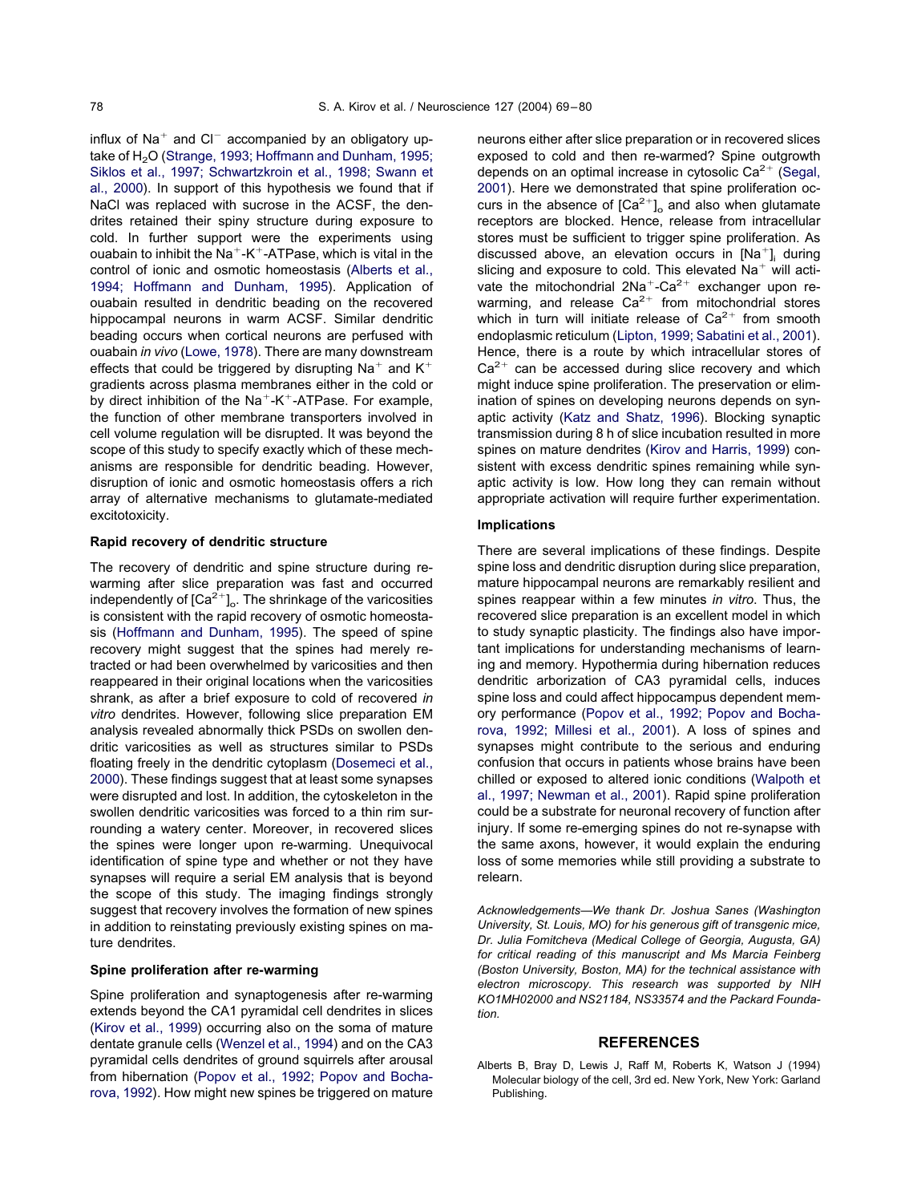influx of $Na^+$ and $Cl^-$ accompanied by an obligatory uptake of $H_2O$ (Strange, 1993; Hoffmann and Dunham, 1995; Siklos et al., 1997; Schwartzkroin et al., 1998; Swann et al., 2000). In support of this hypothesis we found that if NaCl was replaced with sucrose in the ACSF, the dendrites retained their spiny structure during exposure to cold. In further support were the experiments using ouabain to inhibit the $Na^+$-$K^+$-ATPase, which is vital in the control of ionic and osmotic homeostasis (Alberts et al., 1994; Hoffmann and Dunham, 1995). Application of ouabain resulted in dendritic beading on the recovered hippocampal neurons in warm ACSF. Similar dendritic beading occurs when cortical neurons are perfused with ouabain *in vivo* (Lowe, 1978). There are many downstream effects that could be triggered by disrupting $Na^+$ and $K^+$ gradients across plasma membranes either in the cold or by direct inhibition of the $Na^+$-$K^+$-ATPase. For example, the function of other membrane transporters involved in cell volume regulation will be disrupted. It was beyond the scope of this study to specify exactly which of these mechanisms are responsible for dendritic beading. However, disruption of ionic and osmotic homeostasis offers a rich array of alternative mechanisms to glutamate-mediated excitotoxicity.

### Rapid recovery of dendritic structure

The recovery of dendritic and spine structure during re-warming after slice preparation was fast and occurred independently of $[Ca^{2+}]_o$. The shrinkage of the varicosities is consistent with the rapid recovery of osmotic homeostasis (Hoffmann and Dunham, 1995). The speed of spine recovery might suggest that the spines had merely retracted or had been overwhelmed by varicosities and then reappeared in their original locations when the varicosities shrank, as after a brief exposure to cold of recovered *in vitro* dendrites. However, following slice preparation EM analysis revealed abnormally thick PSDs on swollen dendritic varicosities as well as structures similar to PSDs floating freely in the dendritic cytoplasm (Dosemeci et al., 2000). These findings suggest that at least some synapses were disrupted and lost. In addition, the cytoskeleton in the swollen dendritic varicosities was forced to a thin rim surrounding a watery center. Moreover, in recovered slices the spines were longer upon re-warming. Unequivocal identification of spine type and whether or not they have synapses will require a serial EM analysis that is beyond the scope of this study. The imaging findings strongly suggest that recovery involves the formation of new spines in addition to reinstating previously existing spines on mature dendrites.

### Spine proliferation after re-warming

Spine proliferation and synaptogenesis after re-warming extends beyond the CA1 pyramidal cell dendrites in slices (Kirov et al., 1999) occurring also on the soma of mature dentate granule cells (Wenzel et al., 1994) and on the CA3 pyramidal cells dendrites of ground squirrels after arousal from hibernation (Popov et al., 1992; Popov and Bocharova, 1992). How might new spines be triggered on mature neurons either after slice preparation or in recovered slices exposed to cold and then re-warmed? Spine outgrowth depends on an optimal increase in cytosolic $Ca^{2+}$ (Segal, 2001). Here we demonstrated that spine proliferation occurs in the absence of $[Ca^{2+}]_o$ and also when glutamate receptors are blocked. Hence, release from intracellular stores must be sufficient to trigger spine proliferation. As discussed above, an elevation occurs in $[Na^+]_i$ during slicing and exposure to cold. This elevated $Na^+$ will activate the mitochondrial $2Na^+$-$Ca^{2+}$ exchanger upon re-warming, and release $Ca^{2+}$ from mitochondrial stores which in turn will initiate release of $Ca^{2+}$ from smooth endoplasmic reticulum (Lipton, 1999; Sabatini et al., 2001). Hence, there is a route by which intracellular stores of $Ca^{2+}$ can be accessed during slice recovery and which might induce spine proliferation. The preservation or elimination of spines on developing neurons depends on synaptic activity (Katz and Shatz, 1996). Blocking synaptic transmission during 8 h of slice incubation resulted in more spines on mature dendrites (Kirov and Harris, 1999) consistent with excess dendritic spines remaining while synaptic activity is low. How long they can remain without appropriate activation will require further experimentation.

### Implications

There are several implications of these findings. Despite spine loss and dendritic disruption during slice preparation, mature hippocampal neurons are remarkably resilient and spines reappear within a few minutes *in vitro*. Thus, the recovered slice preparation is an excellent model in which to study synaptic plasticity. The findings also have important implications for understanding mechanisms of learning and memory. Hypothermia during hibernation reduces dendritic arborization of CA3 pyramidal cells, induces spine loss and could affect hippocampus dependent memory performance (Popov et al., 1992; Popov and Bocharova, 1992; Millesi et al., 2001). A loss of spines and synapses might contribute to the serious and enduring confusion that occurs in patients whose brains have been chilled or exposed to altered ionic conditions (Walpoth et al., 1997; Newman et al., 2001). Rapid spine proliferation could be a substrate for neuronal recovery of function after injury. If some re-emerging spines do not re-synapse with the same axons, however, it would explain the enduring loss of some memories while still providing a substrate to relearn.

*Acknowledgements—We thank Dr. Joshua Sanes (Washington University, St. Louis, MO) for his generous gift of transgenic mice, Dr. Julia Fomitcheva (Medical College of Georgia, Augusta, GA) for critical reading of this manuscript and Ms Marcia Feinberg (Boston University, Boston, MA) for the technical assistance with electron microscopy. This research was supported by NIH KO1MH02000 and NS21184, NS33574 and the Packard Foundation.*

## REFERENCES

Alberts B, Bray D, Lewis J, Raff M, Roberts K, Watson J (1994) Molecular biology of the cell, 3rd ed. New York, New York: Garland Publishing.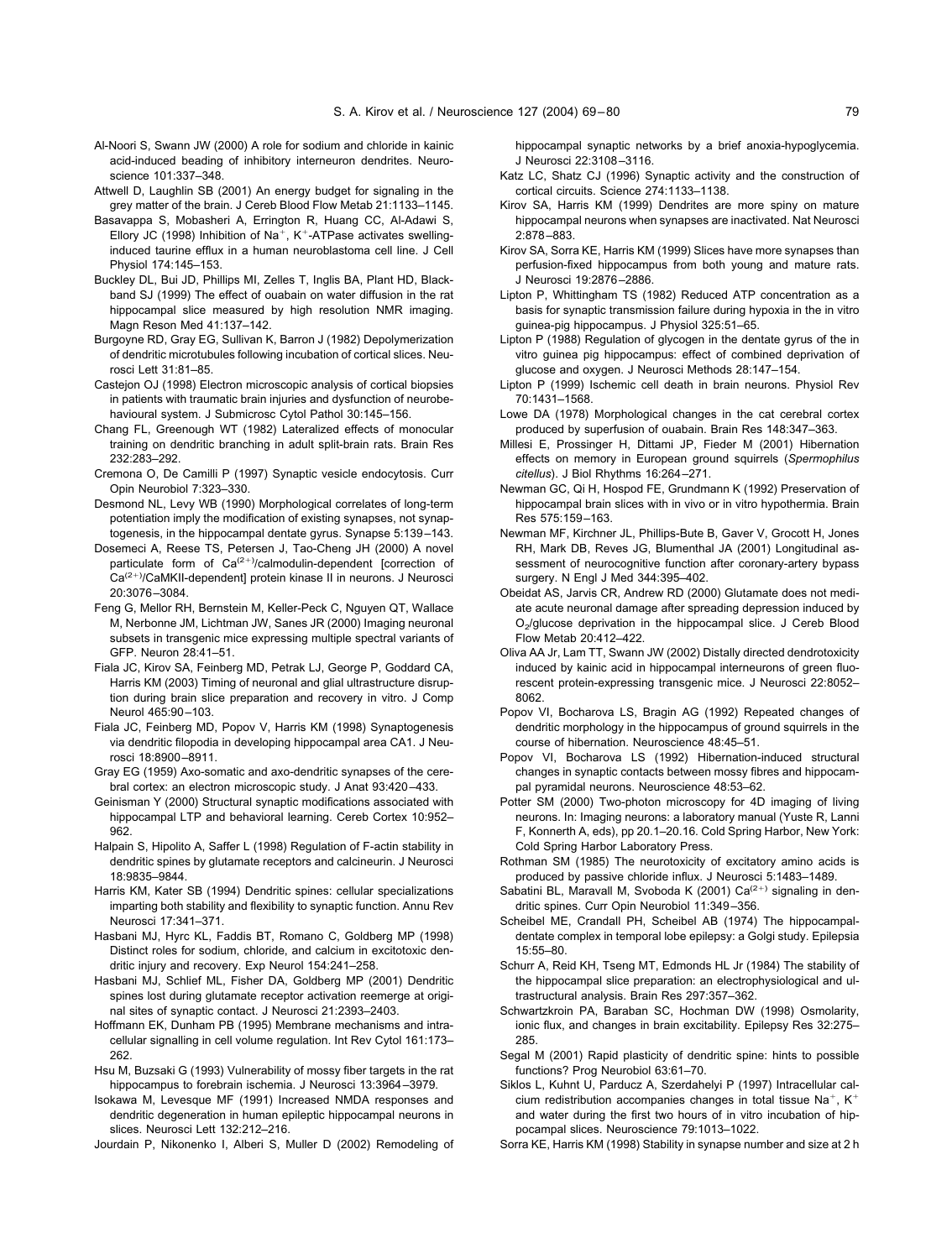Al-Noori S, Swann JW (2000) A role for sodium and chloride in kainic acid-induced beading of inhibitory interneuron dendrites. Neuroscience 101:337–348.

Attwell D, Laughlin SB (2001) An energy budget for signaling in the grey matter of the brain. J Cereb Blood Flow Metab 21:1133–1145.

Basavappa S, Mobasheri A, Errington R, Huang CC, Al-Adawi S, Ellory JC (1998) Inhibition of $Na^+$, $K^+$-ATPase activates swelling-induced taurine efflux in a human neuroblastoma cell line. J Cell Physiol 174:145–153.

Buckley DL, Bui JD, Phillips MI, Zelles T, Inglis BA, Plant HD, Blackband SJ (1999) The effect of ouabain on water diffusion in the rat hippocampal slice measured by high resolution NMR imaging. Magn Reson Med 41:137–142.

Burgoyne RD, Gray EG, Sullivan K, Barron J (1982) Depolymerization of dendritic microtubules following incubation of cortical slices. Neurosci Lett 31:81–85.

Castejon OJ (1998) Electron microscopic analysis of cortical biopsies in patients with traumatic brain injuries and dysfunction of neurobehavioural system. J Submicrosc Cytol Pathol 30:145–156.

Chang FL, Greenough WT (1982) Lateralized effects of monocular training on dendritic branching in adult split-brain rats. Brain Res 232:283–292.

Cremona O, De Camilli P (1997) Synaptic vesicle endocytosis. Curr Opin Neurobiol 7:323–330.

Desmond NL, Levy WB (1990) Morphological correlates of long-term potentiation imply the modification of existing synapses, not synaptogenesis, in the hippocampal dentate gyrus. Synapse 5:139–143.

Dosemeci A, Reese TS, Petersen J, Tao-Cheng JH (2000) A novel particulate form of $Ca^{(2+)}$/calmodulin-dependent [correction of $Ca^{(2+)}$/CaMKII-dependent] protein kinase II in neurons. J Neurosci 20:3076–3084.

Feng G, Mellor RH, Bernstein M, Keller-Peck C, Nguyen QT, Wallace M, Nerbonne JM, Lichtman JW, Sanes JR (2000) Imaging neuronal subsets in transgenic mice expressing multiple spectral variants of GFP. Neuron 28:41–51.

Fiala JC, Kirov SA, Feinberg MD, Petrak LJ, George P, Goddard CA, Harris KM (2003) Timing of neuronal and glial ultrastructure disruption during brain slice preparation and recovery in vitro. J Comp Neurol 465:90–103.

Fiala JC, Feinberg MD, Popov V, Harris KM (1998) Synaptogenesis via dendritic filopodia in developing hippocampal area CA1. J Neurosci 18:8900–8911.

Gray EG (1959) Axo-somatic and axo-dendritic synapses of the cerebral cortex: an electron microscopic study. J Anat 93:420–433.

Geinisman Y (2000) Structural synaptic modifications associated with hippocampal LTP and behavioral learning. Cereb Cortex 10:952–962.

Halpain S, Hipolito A, Saffer L (1998) Regulation of F-actin stability in dendritic spines by glutamate receptors and calcineurin. J Neurosci 18:9835–9844.

Harris KM, Kater SB (1994) Dendritic spines: cellular specializations imparting both stability and flexibility to synaptic function. Annu Rev Neurosci 17:341–371.

Hasbani MJ, Hyrc KL, Faddis BT, Romano C, Goldberg MP (1998) Distinct roles for sodium, chloride, and calcium in excitotoxic dendritic injury and recovery. Exp Neurol 154:241–258.

Hasbani MJ, Schlief ML, Fisher DA, Goldberg MP (2001) Dendritic spines lost during glutamate receptor activation reemerge at original sites of synaptic contact. J Neurosci 21:2393–2403.

Hoffmann EK, Dunham PB (1995) Membrane mechanisms and intracellular signalling in cell volume regulation. Int Rev Cytol 161:173–262.

Hsu M, Buzsaki G (1993) Vulnerability of mossy fiber targets in the rat hippocampus to forebrain ischemia. J Neurosci 13:3964–3979.

Isokawa M, Levesque MF (1991) Increased NMDA responses and dendritic degeneration in human epileptic hippocampal neurons in slices. Neurosci Lett 132:212–216.

Jourdain P, Nikonenko I, Alberi S, Muller D (2002) Remodeling of hippocampal synaptic networks by a brief anoxia-hypoglycemia. J Neurosci 22:3108–3116.

Katz LC, Shatz CJ (1996) Synaptic activity and the construction of cortical circuits. Science 274:1133–1138.

Kirov SA, Harris KM (1999) Dendrites are more spiny on mature hippocampal neurons when synapses are inactivated. Nat Neurosci 2:878–883.

Kirov SA, Sorra KE, Harris KM (1999) Slices have more synapses than perfusion-fixed hippocampus from both young and mature rats. J Neurosci 19:2876–2886.

Lipton P, Whittingham TS (1982) Reduced ATP concentration as a basis for synaptic transmission failure during hypoxia in the in vitro guinea-pig hippocampus. J Physiol 325:51–65.

Lipton P (1988) Regulation of glycogen in the dentate gyrus of the in vitro guinea pig hippocampus: effect of combined deprivation of glucose and oxygen. J Neurosci Methods 28:147–154.

Lipton P (1999) Ischemic cell death in brain neurons. Physiol Rev 70:1431–1568.

Lowe DA (1978) Morphological changes in the cat cerebral cortex produced by superfusion of ouabain. Brain Res 148:347–363.

Millesi E, Prossinger H, Dittami JP, Fieder M (2001) Hibernation effects on memory in European ground squirrels (*Spermophilus citellus*). J Biol Rhythms 16:264–271.

Newman GC, Qi H, Hospod FE, Grundmann K (1992) Preservation of hippocampal brain slices with in vivo or in vitro hypothermia. Brain Res 575:159–163.

Newman MF, Kirchner JL, Phillips-Bute B, Gaver V, Grocott H, Jones RH, Mark DB, Reves JG, Blumenthal JA (2001) Longitudinal assessment of neurocognitive function after coronary-artery bypass surgery. N Engl J Med 344:395–402.

Obeidat AS, Jarvis CR, Andrew RD (2000) Glutamate does not mediate acute neuronal damage after spreading depression induced by $O_2$/glucose deprivation in the hippocampal slice. J Cereb Blood Flow Metab 20:412–422.

Oliva AA Jr, Lam TT, Swann JW (2002) Distally directed dendrotoxicity induced by kainic acid in hippocampal interneurons of green fluorescent protein-expressing transgenic mice. J Neurosci 22:8052–8062.

Popov VI, Bocharova LS, Bragin AG (1992) Repeated changes of dendritic morphology in the hippocampus of ground squirrels in the course of hibernation. Neuroscience 48:45–51.

Popov VI, Bocharova LS (1992) Hibernation-induced structural changes in synaptic contacts between mossy fibres and hippocampal pyramidal neurons. Neuroscience 48:53–62.

Potter SM (2000) Two-photon microscopy for 4D imaging of living neurons. In: Imaging neurons: a laboratory manual (Yuste R, Lanni F, Konnerth A, eds), pp 20.1–20.16. Cold Spring Harbor, New York: Cold Spring Harbor Laboratory Press.

Rothman SM (1985) The neurotoxicity of excitatory amino acids is produced by passive chloride influx. J Neurosci 5:1483–1489.

Sabatini BL, Maravall M, Svoboda K (2001) $Ca^{(2+)}$ signaling in dendritic spines. Curr Opin Neurobiol 11:349–356.

Scheibel ME, Crandall PH, Scheibel AB (1974) The hippocampal-dentate complex in temporal lobe epilepsy: a Golgi study. Epilepsia 15:55–80.

Schurr A, Reid KH, Tseng MT, Edmonds HL Jr (1984) The stability of the hippocampal slice preparation: an electrophysiological and ultrastructural analysis. Brain Res 297:357–362.

Schwartzkroin PA, Baraban SC, Hochman DW (1998) Osmolarity, ionic flux, and changes in brain excitability. Epilepsy Res 32:275–285.

Segal M (2001) Rapid plasticity of dendritic spine: hints to possible functions? Prog Neurobiol 63:61–70.

Siklos L, Kuhnt U, Parducz A, Szerdahelyi P (1997) Intracellular calcium redistribution accompanies changes in total tissue $Na^+$, $K^+$ and water during the first two hours of in vitro incubation of hippocampal slices. Neuroscience 79:1013–1022.

Sorra KE, Harris KM (1998) Stability in synapse number and size at 2 h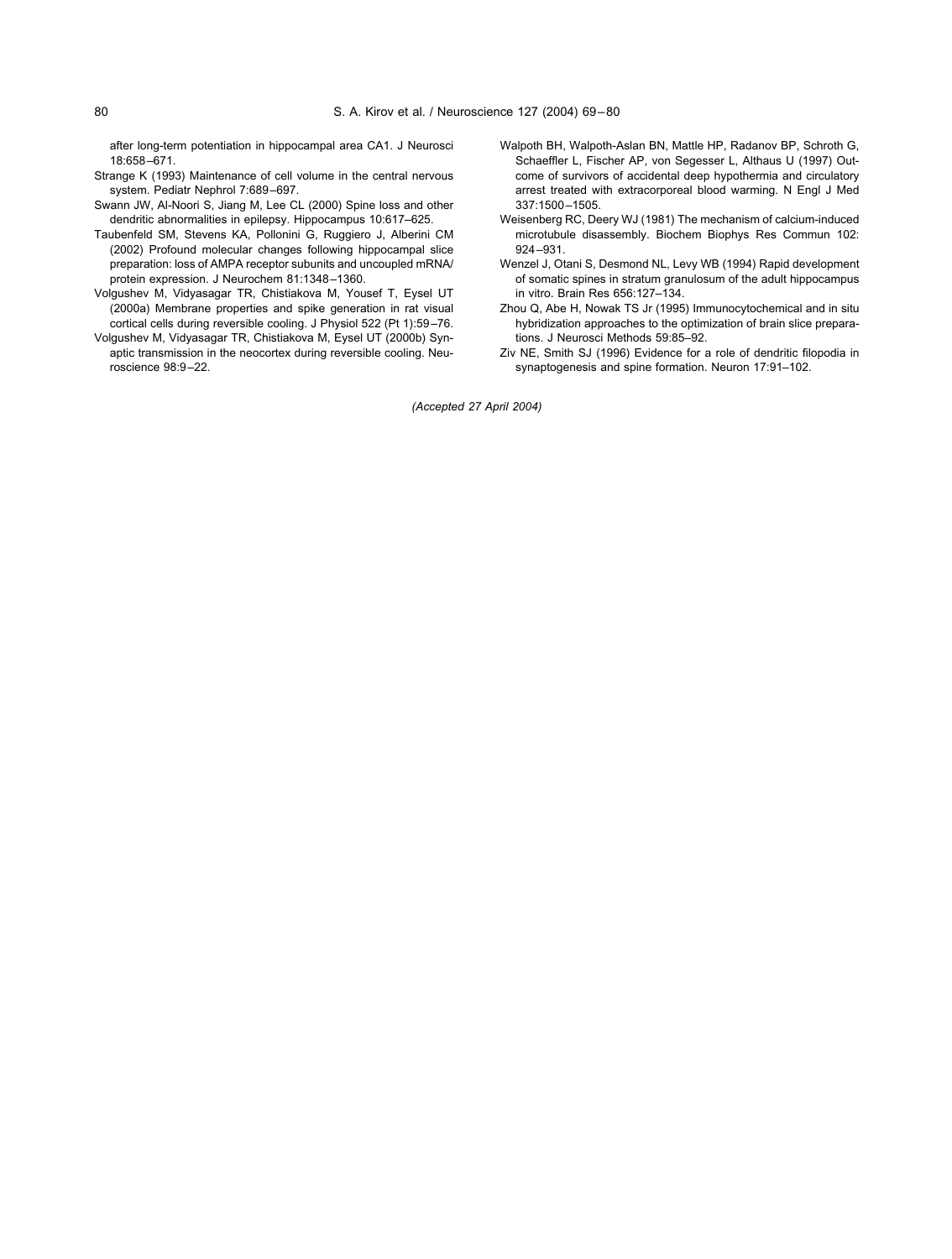after long-term potentiation in hippocampal area CA1. J Neurosci 18:658–671.

Strange K (1993) Maintenance of cell volume in the central nervous system. Pediatr Nephrol 7:689–697.

Swann JW, Al-Noori S, Jiang M, Lee CL (2000) Spine loss and other dendritic abnormalities in epilepsy. Hippocampus 10:617–625.

Taubenfeld SM, Stevens KA, Pollonini G, Ruggiero J, Alberini CM (2002) Profound molecular changes following hippocampal slice preparation: loss of AMPA receptor subunits and uncoupled mRNA/protein expression. J Neurochem 81:1348–1360.

Volgushev M, Vidyasagar TR, Chistiakova M, Yousef T, Eysel UT (2000a) Membrane properties and spike generation in rat visual cortical cells during reversible cooling. J Physiol 522 (Pt 1):59–76.

Volgushev M, Vidyasagar TR, Chistiakova M, Eysel UT (2000b) Synaptic transmission in the neocortex during reversible cooling. Neuroscience 98:9–22.

Walpoth BH, Walpoth-Aslan BN, Mattle HP, Radanov BP, Schroth G, Schaeffler L, Fischer AP, von Segesser L, Althaus U (1997) Outcome of survivors of accidental deep hypothermia and circulatory arrest treated with extracorporeal blood warming. N Engl J Med 337:1500–1505.

Weisenberg RC, Deery WJ (1981) The mechanism of calcium-induced microtubule disassembly. Biochem Biophys Res Commun 102: 924–931.

Wenzel J, Otani S, Desmond NL, Levy WB (1994) Rapid development of somatic spines in stratum granulosum of the adult hippocampus in vitro. Brain Res 656:127–134.

Zhou Q, Abe H, Nowak TS Jr (1995) Immunocytochemical and in situ hybridization approaches to the optimization of brain slice preparations. J Neurosci Methods 59:85–92.

Ziv NE, Smith SJ (1996) Evidence for a role of dendritic filopodia in synaptogenesis and spine formation. Neuron 17:91–102.

*(Accepted 27 April 2004)*